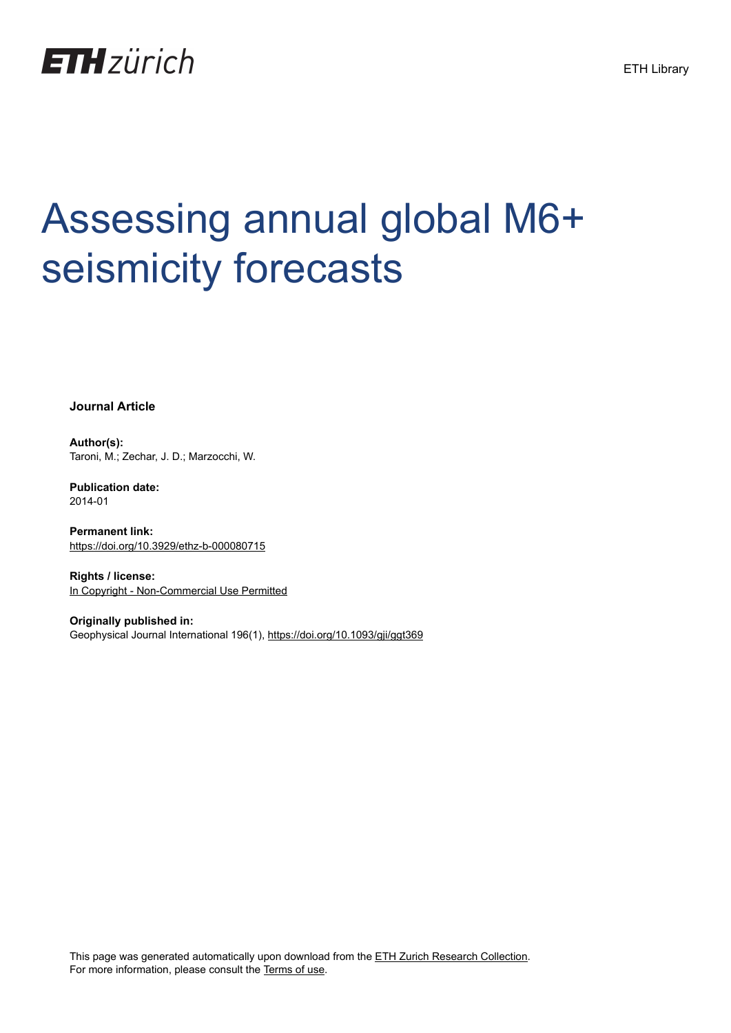ETH Library

# Assessing annual global M6+ seismicity forecasts

**Journal Article**

**Author(s):**
Taroni, M.; Zechar, J. D.; Marzocchi, W.

**Publication date:**
2014-01

**Permanent link:**
https://doi.org/10.3929/ethz-b-000080715

**Rights / license:**
In Copyright - Non-Commercial Use Permitted

**Originally published in:**
Geophysical Journal International 196(1), https://doi.org/10.1093/gji/ggt369

This page was generated automatically upon download from the ETH Zurich Research Collection.
For more information, please consult the Terms of use.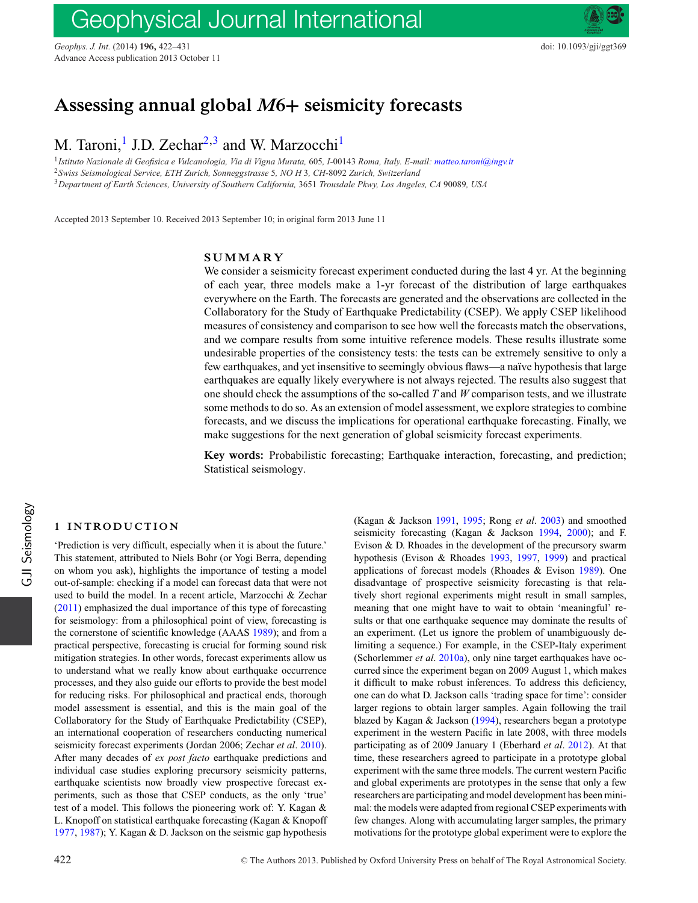# Assessing annual global M6+ seismicity forecasts

M. Taroni,[1] J.D. Zechar[2,3] and W. Marzocchi[1]

[1] *Istituto Nazionale di Geofisica e Vulcanologia, Via di Vigna Murata, 605, I-00143 Roma, Italy. E-mail: matteo.taroni@ingv.it*
[2] *Swiss Seismological Service, ETH Zurich, Sonneggstrasse 5, NO H 3, CH-8092 Zurich, Switzerland*
[3] *Department of Earth Sciences, University of Southern California, 3651 Trousdale Pkwy, Los Angeles, CA 90089, USA*

Accepted 2013 September 10. Received 2013 September 10; in original form 2013 June 11

## SUMMARY

We consider a seismicity forecast experiment conducted during the last 4 yr. At the beginning of each year, three models make a 1-yr forecast of the distribution of large earthquakes everywhere on the Earth. The forecasts are generated and the observations are collected in the Collaboratory for the Study of Earthquake Predictability (CSEP). We apply CSEP likelihood measures of consistency and comparison to see how well the forecasts match the observations, and we compare results from some intuitive reference models. These results illustrate some undesirable properties of the consistency tests: the tests can be extremely sensitive to only a few earthquakes, and yet insensitive to seemingly obvious flaws—a naïve hypothesis that large earthquakes are equally likely everywhere is not always rejected. The results also suggest that one should check the assumptions of the so-called *T* and *W* comparison tests, and we illustrate some methods to do so. As an extension of model assessment, we explore strategies to combine forecasts, and we discuss the implications for operational earthquake forecasting. Finally, we make suggestions for the next generation of global seismicity forecast experiments.

**Key words:** Probabilistic forecasting; Earthquake interaction, forecasting, and prediction; Statistical seismology.

## 1 INTRODUCTION

'Prediction is very difficult, especially when it is about the future.' This statement, attributed to Niels Bohr (or Yogi Berra, depending on whom you ask), highlights the importance of testing a model out-of-sample: checking if a model can forecast data that were not used to build the model. In a recent article, Marzocchi & Zechar (2011) emphasized the dual importance of this type of forecasting for seismology: from a philosophical point of view, forecasting is the cornerstone of scientific knowledge (AAAS 1989); and from a practical perspective, forecasting is crucial for forming sound risk mitigation strategies. In other words, forecast experiments allow us to understand what we really know about earthquake occurrence processes, and they also guide our efforts to provide the best model for reducing risks. For philosophical and practical ends, thorough model assessment is essential, and this is the main goal of the Collaboratory for the Study of Earthquake Predictability (CSEP), an international cooperation of researchers conducting numerical seismicity forecast experiments (Jordan 2006; Zechar *et al*. 2010). After many decades of *ex post facto* earthquake predictions and individual case studies exploring precursory seismicity patterns, earthquake scientists now broadly view prospective forecast experiments, such as those that CSEP conducts, as the only 'true' test of a model. This follows the pioneering work of: Y. Kagan & L. Knopoff on statistical earthquake forecasting (Kagan & Knopoff 1977, 1987); Y. Kagan & D. Jackson on the seismic gap hypothesis (Kagan & Jackson 1991, 1995; Rong *et al*. 2003) and smoothed seismicity forecasting (Kagan & Jackson 1994, 2000); and F. Evison & D. Rhoades in the development of the precursory swarm hypothesis (Evison & Rhoades 1993, 1997, 1999) and practical applications of forecast models (Rhoades & Evison 1989). One disadvantage of prospective seismicity forecasting is that relatively short regional experiments might result in small samples, meaning that one might have to wait to obtain 'meaningful' results or that one earthquake sequence may dominate the results of an experiment. (Let us ignore the problem of unambiguously delimiting a sequence.) For example, in the CSEP-Italy experiment (Schorlemmer *et al*. 2010a), only nine target earthquakes have occurred since the experiment began on 2009 August 1, which makes it difficult to make robust inferences. To address this deficiency, one can do what D. Jackson calls 'trading space for time': consider larger regions to obtain larger samples. Again following the trail blazed by Kagan & Jackson (1994), researchers began a prototype experiment in the western Pacific in late 2008, with three models participating as of 2009 January 1 (Eberhard *et al*. 2012). At that time, these researchers agreed to participate in a prototype global experiment with the same three models. The current western Pacific and global experiments are prototypes in the sense that only a few researchers are participating and model development has been minimal: the models were adapted from regional CSEP experiments with few changes. Along with accumulating larger samples, the primary motivations for the prototype global experiment were to explore the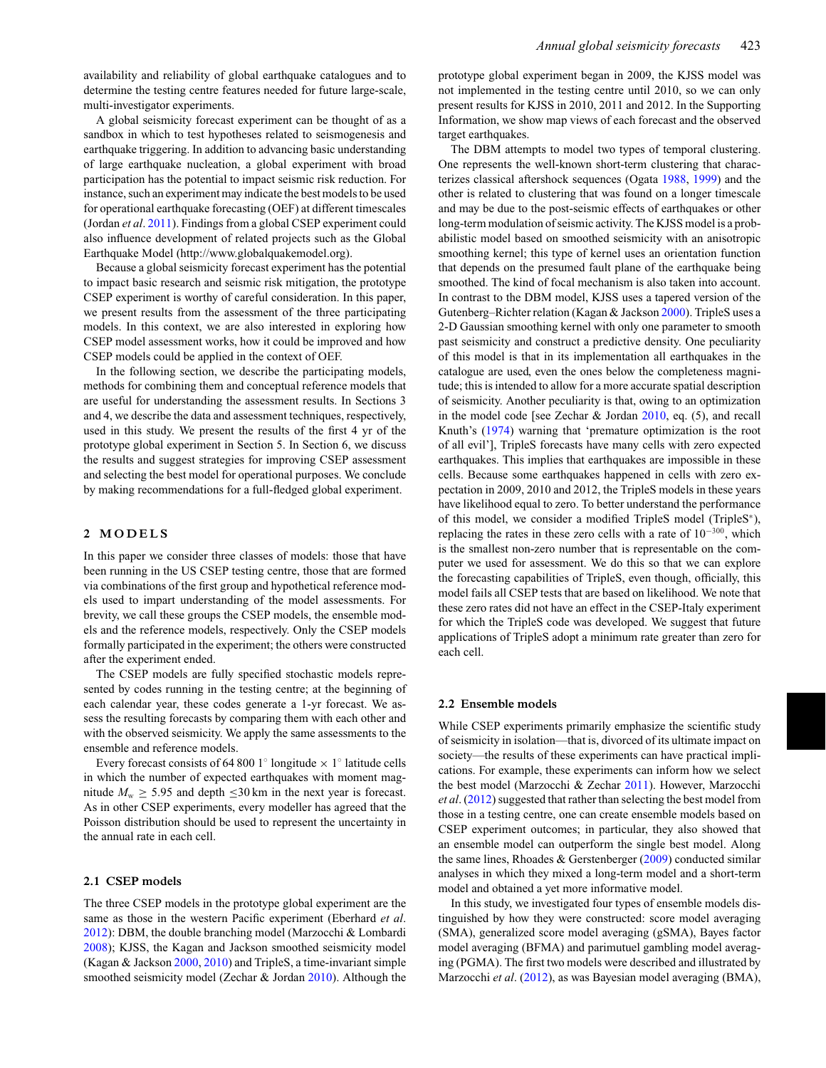availability and reliability of global earthquake catalogues and to determine the testing centre features needed for future large-scale, multi-investigator experiments.

A global seismicity forecast experiment can be thought of as a sandbox in which to test hypotheses related to seismogenesis and earthquake triggering. In addition to advancing basic understanding of large earthquake nucleation, a global experiment with broad participation has the potential to impact seismic risk reduction. For instance, such an experiment may indicate the best models to be used for operational earthquake forecasting (OEF) at different timescales (Jordan *et al*. 2011). Findings from a global CSEP experiment could also influence development of related projects such as the Global Earthquake Model (http://www.globalquakemodel.org).

Because a global seismicity forecast experiment has the potential to impact basic research and seismic risk mitigation, the prototype CSEP experiment is worthy of careful consideration. In this paper, we present results from the assessment of the three participating models. In this context, we are also interested in exploring how CSEP model assessment works, how it could be improved and how CSEP models could be applied in the context of OEF.

In the following section, we describe the participating models, methods for combining them and conceptual reference models that are useful for understanding the assessment results. In Sections 3 and 4, we describe the data and assessment techniques, respectively, used in this study. We present the results of the first 4 yr of the prototype global experiment in Section 5. In Section 6, we discuss the results and suggest strategies for improving CSEP assessment and selecting the best model for operational purposes. We conclude by making recommendations for a full-fledged global experiment.

## 2 MODELS

In this paper we consider three classes of models: those that have been running in the US CSEP testing centre, those that are formed via combinations of the first group and hypothetical reference models used to impart understanding of the model assessments. For brevity, we call these groups the CSEP models, the ensemble models and the reference models, respectively. Only the CSEP models formally participated in the experiment; the others were constructed after the experiment ended.

The CSEP models are fully specified stochastic models represented by codes running in the testing centre; at the beginning of each calendar year, these codes generate a 1-yr forecast. We assess the resulting forecasts by comparing them with each other and with the observed seismicity. We apply the same assessments to the ensemble and reference models.

Every forecast consists of 64 800 $1^\circ$ longitude $\times$ $1^\circ$ latitude cells in which the number of expected earthquakes with moment magnitude $M_w \geq 5.95$ and depth $\leq$30 km in the next year is forecast. As in other CSEP experiments, every modeller has agreed that the Poisson distribution should be used to represent the uncertainty in the annual rate in each cell.

### 2.1 CSEP models

The three CSEP models in the prototype global experiment are the same as those in the western Pacific experiment (Eberhard *et al*. 2012): DBM, the double branching model (Marzocchi & Lombardi 2008); KJSS, the Kagan and Jackson smoothed seismicity model (Kagan & Jackson 2000, 2010) and TripleS, a time-invariant simple smoothed seismicity model (Zechar & Jordan 2010). Although the prototype global experiment began in 2009, the KJSS model was not implemented in the testing centre until 2010, so we can only present results for KJSS in 2010, 2011 and 2012. In the Supporting Information, we show map views of each forecast and the observed target earthquakes.

The DBM attempts to model two types of temporal clustering. One represents the well-known short-term clustering that characterizes classical aftershock sequences (Ogata 1988, 1999) and the other is related to clustering that was found on a longer timescale and may be due to the post-seismic effects of earthquakes or other long-term modulation of seismic activity. The KJSS model is a probabilistic model based on smoothed seismicity with an anisotropic smoothing kernel; this type of kernel uses an orientation function that depends on the presumed fault plane of the earthquake being smoothed. The kind of focal mechanism is also taken into account. In contrast to the DBM model, KJSS uses a tapered version of the Gutenberg–Richter relation (Kagan & Jackson 2000). TripleS uses a 2-D Gaussian smoothing kernel with only one parameter to smooth past seismicity and construct a predictive density. One peculiarity of this model is that in its implementation all earthquakes in the catalogue are used, even the ones below the completeness magnitude; this is intended to allow for a more accurate spatial description of seismicity. Another peculiarity is that, owing to an optimization in the model code [see Zechar & Jordan 2010, eq. (5), and recall Knuth's (1974) warning that 'premature optimization is the root of all evil'], TripleS forecasts have many cells with zero expected earthquakes. This implies that earthquakes are impossible in these cells. Because some earthquakes happened in cells with zero expectation in 2009, 2010 and 2012, the TripleS models in these years have likelihood equal to zero. To better understand the performance of this model, we consider a modified TripleS model (TripleS*), replacing the rates in these zero cells with a rate of $10^{-300}$, which is the smallest non-zero number that is representable on the computer we used for assessment. We do this so that we can explore the forecasting capabilities of TripleS, even though, officially, this model fails all CSEP tests that are based on likelihood. We note that these zero rates did not have an effect in the CSEP-Italy experiment for which the TripleS code was developed. We suggest that future applications of TripleS adopt a minimum rate greater than zero for each cell.

### 2.2 Ensemble models

While CSEP experiments primarily emphasize the scientific study of seismicity in isolation—that is, divorced of its ultimate impact on society—the results of these experiments can have practical implications. For example, these experiments can inform how we select the best model (Marzocchi & Zechar 2011). However, Marzocchi *et al*. (2012) suggested that rather than selecting the best model from those in a testing centre, one can create ensemble models based on CSEP experiment outcomes; in particular, they also showed that an ensemble model can outperform the single best model. Along the same lines, Rhoades & Gerstenberger (2009) conducted similar analyses in which they mixed a long-term model and a short-term model and obtained a yet more informative model.

In this study, we investigated four types of ensemble models distinguished by how they were constructed: score model averaging (SMA), generalized score model averaging (gSMA), Bayes factor model averaging (BFMA) and parimutuel gambling model averaging (PGMA). The first two models were described and illustrated by Marzocchi *et al*. (2012), as was Bayesian model averaging (BMA),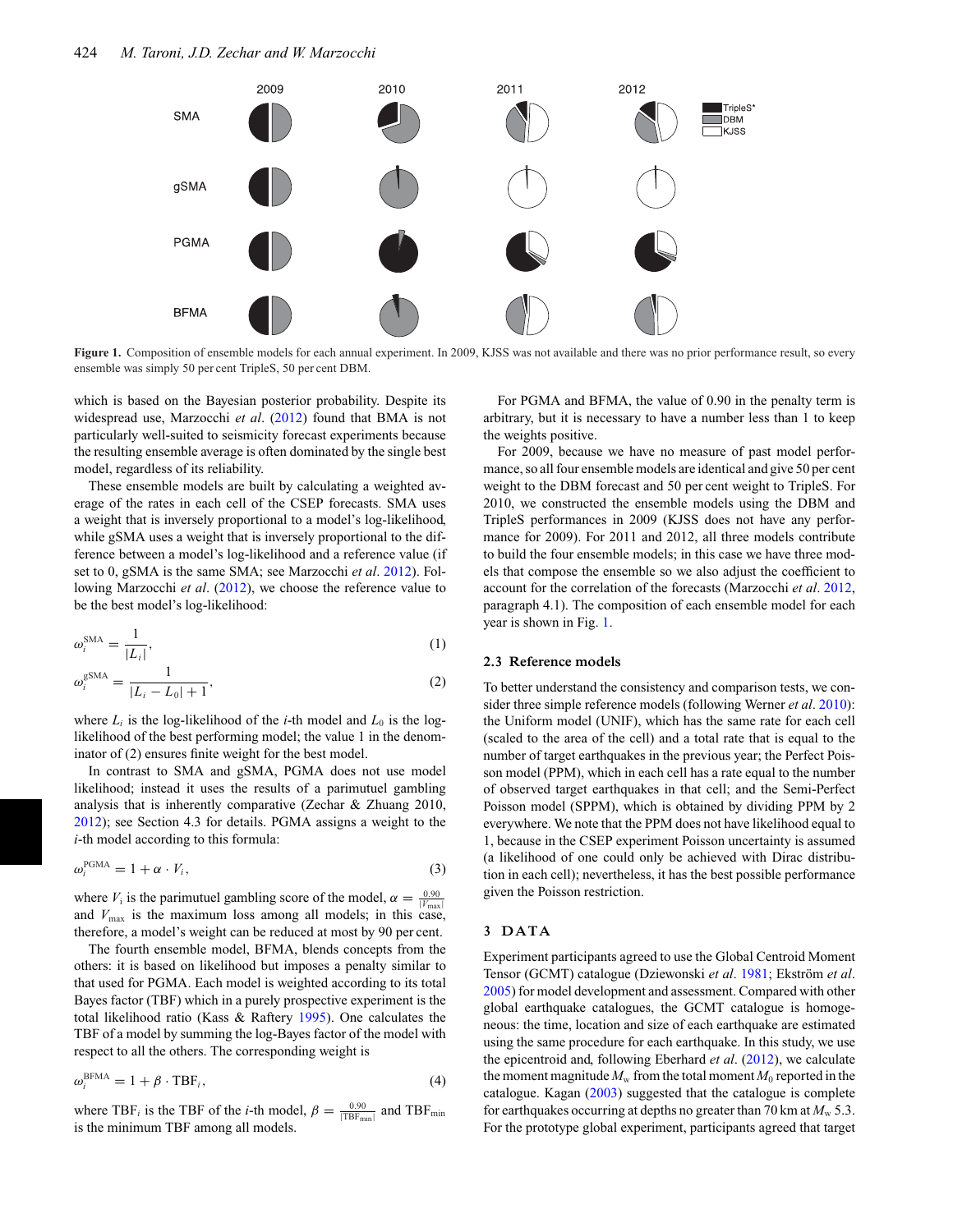Figure 1. Composition of ensemble models for each annual experiment. In 2009, KJSS was not available and there was no prior performance result, so every ensemble was simply 50 per cent TripleS, 50 per cent DBM.

which is based on the Bayesian posterior probability. Despite its widespread use, Marzocchi *et al*. (2012) found that BMA is not particularly well-suited to seismicity forecast experiments because the resulting ensemble average is often dominated by the single best model, regardless of its reliability.

These ensemble models are built by calculating a weighted average of the rates in each cell of the CSEP forecasts. SMA uses a weight that is inversely proportional to a model's log-likelihood, while gSMA uses a weight that is inversely proportional to the difference between a model's log-likelihood and a reference value (if set to 0, gSMA is the same SMA; see Marzocchi *et al*. 2012). Following Marzocchi *et al*. (2012), we choose the reference value to be the best model's log-likelihood:

$$\omega_i^{\mathrm{SMA}} = \frac{1}{|L_i|}, \tag{1}$$

$$\omega_i^{\mathrm{gSMA}} = \frac{1}{|L_i - L_0| + 1}, \tag{2}$$

where $L_i$ is the log-likelihood of the $i$-th model and $L_0$ is the log-likelihood of the best performing model; the value 1 in the denominator of (2) ensures finite weight for the best model.

In contrast to SMA and gSMA, PGMA does not use model likelihood; instead it uses the results of a parimutuel gambling analysis that is inherently comparative (Zechar & Zhuang 2010, 2012); see Section 4.3 for details. PGMA assigns a weight to the $i$-th model according to this formula:

$$\omega_i^{\mathrm{PGMA}} = 1 + \alpha \cdot V_i, \tag{3}$$

where $V_i$ is the parimutuel gambling score of the model, $\alpha = \frac{0.90}{|V_{\max}|}$ and $V_{\max}$ is the maximum loss among all models; in this case, therefore, a model's weight can be reduced at most by 90 per cent.

The fourth ensemble model, BFMA, blends concepts from the others: it is based on likelihood but imposes a penalty similar to that used for PGMA. Each model is weighted according to its total Bayes factor (TBF) which in a purely prospective experiment is the total likelihood ratio (Kass & Raftery 1995). One calculates the TBF of a model by summing the log-Bayes factor of the model with respect to all the others. The corresponding weight is

$$\omega_i^{\mathrm{BFMA}} = 1 + \beta \cdot \mathrm{TBF}_i, \tag{4}$$

where $\mathrm{TBF}_i$ is the TBF of the $i$-th model, $\beta = \frac{0.90}{|\mathrm{TBF}_{\min}|}$ and $\mathrm{TBF}_{\min}$ is the minimum TBF among all models.

For PGMA and BFMA, the value of 0.90 in the penalty term is arbitrary, but it is necessary to have a number less than 1 to keep the weights positive.

For 2009, because we have no measure of past model performance, so all four ensemble models are identical and give 50 per cent weight to the DBM forecast and 50 per cent weight to TripleS. For 2010, we constructed the ensemble models using the DBM and TripleS performances in 2009 (KJSS does not have any performance for 2009). For 2011 and 2012, all three models contribute to build the four ensemble models; in this case we have three models that compose the ensemble so we also adjust the coefficient to account for the correlation of the forecasts (Marzocchi *et al*. 2012, paragraph 4.1). The composition of each ensemble model for each year is shown in Fig. 1.

### 2.3 Reference models

To better understand the consistency and comparison tests, we consider three simple reference models (following Werner *et al*. 2010): the Uniform model (UNIF), which has the same rate for each cell (scaled to the area of the cell) and a total rate that is equal to the number of target earthquakes in the previous year; the Perfect Poisson model (PPM), which in each cell has a rate equal to the number of observed target earthquakes in that cell; and the Semi-Perfect Poisson model (SPPM), which is obtained by dividing PPM by 2 everywhere. We note that the PPM does not have likelihood equal to 1, because in the CSEP experiment Poisson uncertainty is assumed (a likelihood of one could only be achieved with Dirac distribution in each cell); nevertheless, it has the best possible performance given the Poisson restriction.

## 3 DATA

Experiment participants agreed to use the Global Centroid Moment Tensor (GCMT) catalogue (Dziewonski *et al*. 1981; Ekström *et al*. 2005) for model development and assessment. Compared with other global earthquake catalogues, the GCMT catalogue is homogeneous: the time, location and size of each earthquake are estimated using the same procedure for each earthquake. In this study, we use the epicentroid and, following Eberhard *et al*. (2012), we calculate the moment magnitude $M_w$ from the total moment $M_0$ reported in the catalogue. Kagan (2003) suggested that the catalogue is complete for earthquakes occurring at depths no greater than 70 km at $M_w$ 5.3. For the prototype global experiment, participants agreed that target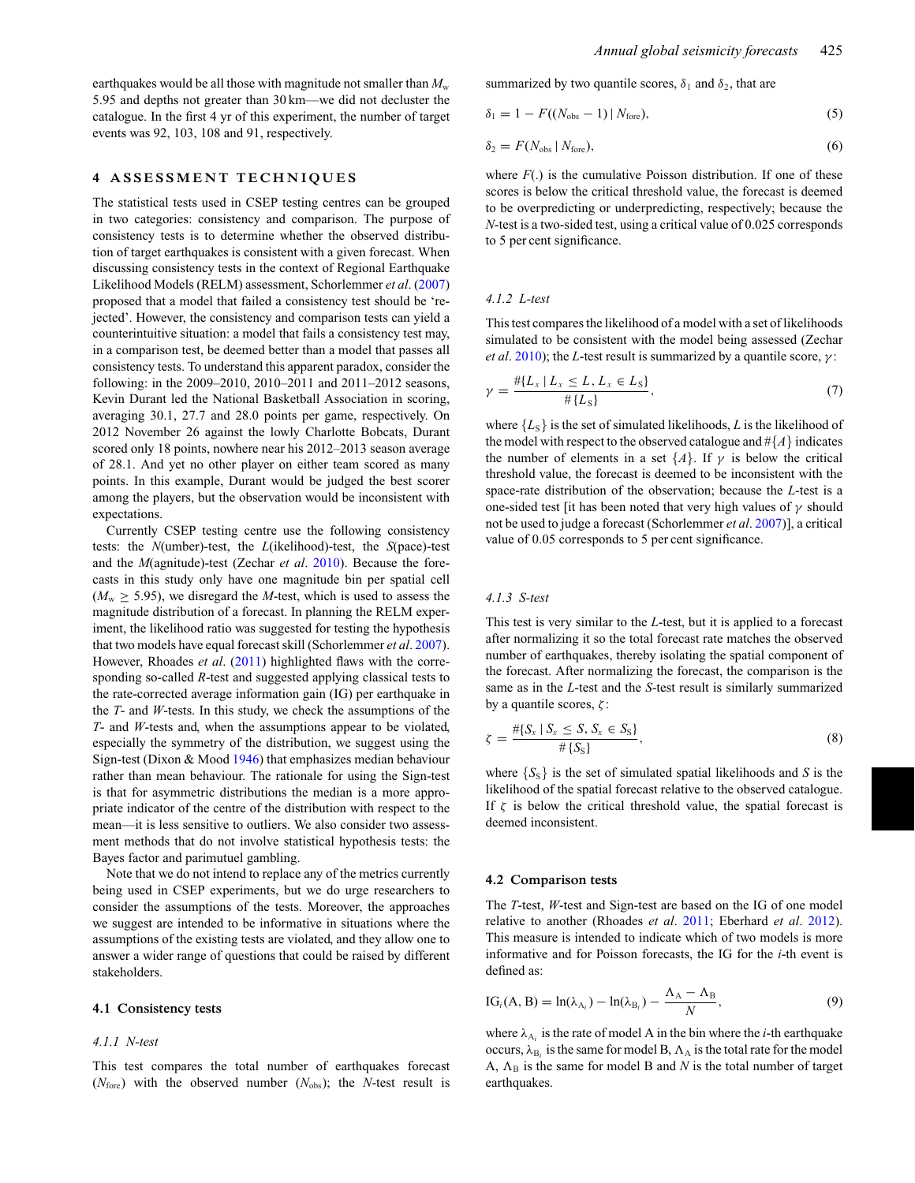earthquakes would be all those with magnitude not smaller than $M_w$ 5.95 and depths not greater than 30 km—we did not decluster the catalogue. In the first 4 yr of this experiment, the number of target events was 92, 103, 108 and 91, respectively.

## 4 ASSESSMENT TECHNIQUES

The statistical tests used in CSEP testing centres can be grouped in two categories: consistency and comparison. The purpose of consistency tests is to determine whether the observed distribution of target earthquakes is consistent with a given forecast. When discussing consistency tests in the context of Regional Earthquake Likelihood Models (RELM) assessment, Schorlemmer *et al*. (2007) proposed that a model that failed a consistency test should be 'rejected'. However, the consistency and comparison tests can yield a counterintuitive situation: a model that fails a consistency test may, in a comparison test, be deemed better than a model that passes all consistency tests. To understand this apparent paradox, consider the following: in the 2009–2010, 2010–2011 and 2011–2012 seasons, Kevin Durant led the National Basketball Association in scoring, averaging 30.1, 27.7 and 28.0 points per game, respectively. On 2012 November 26 against the lowly Charlotte Bobcats, Durant scored only 18 points, nowhere near his 2012–2013 season average of 28.1. And yet no other player on either team scored as many points. In this example, Durant would be judged the best scorer among the players, but the observation would be inconsistent with expectations.

Currently CSEP testing centre use the following consistency tests: the *N*(umber)-test, the *L*(ikelihood)-test, the *S*(pace)-test and the *M*(agnitude)-test (Zechar *et al*. 2010). Because the forecasts in this study only have one magnitude bin per spatial cell ($M_w \geq 5.95$), we disregard the *M*-test, which is used to assess the magnitude distribution of a forecast. In planning the RELM experiment, the likelihood ratio was suggested for testing the hypothesis that two models have equal forecast skill (Schorlemmer *et al*. 2007). However, Rhoades *et al*. (2011) highlighted flaws with the corresponding so-called *R*-test and suggested applying classical tests to the rate-corrected average information gain (IG) per earthquake in the *T*- and *W*-tests. In this study, we check the assumptions of the *T*- and *W*-tests and, when the assumptions appear to be violated, especially the symmetry of the distribution, we suggest using the Sign-test (Dixon & Mood 1946) that emphasizes median behaviour rather than mean behaviour. The rationale for using the Sign-test is that for asymmetric distributions the median is a more appropriate indicator of the centre of the distribution with respect to the mean—it is less sensitive to outliers. We also consider two assessment methods that do not involve statistical hypothesis tests: the Bayes factor and parimutuel gambling.

Note that we do not intend to replace any of the metrics currently being used in CSEP experiments, but we do urge researchers to consider the assumptions of the tests. Moreover, the approaches we suggest are intended to be informative in situations where the assumptions of the existing tests are violated, and they allow one to answer a wider range of questions that could be raised by different stakeholders.

### 4.1 Consistency tests

#### *4.1.1 N-test*

This test compares the total number of earthquakes forecast ($N_{\text{fore}}$) with the observed number ($N_{\text{obs}}$); the *N*-test result is summarized by two quantile scores, $\delta_1$ and $\delta_2$, that are

$$\delta_1 = 1 - F((N_{\text{obs}} - 1) \mid N_{\text{fore}}), \tag{5}$$

$$\delta_2 = F(N_{\text{obs}} \mid N_{\text{fore}}), \tag{6}$$

where $F(.)$ is the cumulative Poisson distribution. If one of these scores is below the critical threshold value, the forecast is deemed to be overpredicting or underpredicting, respectively; because the *N*-test is a two-sided test, using a critical value of 0.025 corresponds to 5 per cent significance.

#### *4.1.2 L-test*

This test compares the likelihood of a model with a set of likelihoods simulated to be consistent with the model being assessed (Zechar *et al*. 2010); the *L*-test result is summarized by a quantile score, $\gamma$:

$$\gamma = \frac{\#\{L_x \mid L_x \leq L, L_x \in L_S\}}{\#\{L_S\}}, \tag{7}$$

where $\{L_S\}$ is the set of simulated likelihoods, $L$ is the likelihood of the model with respect to the observed catalogue and $\#\{A\}$ indicates the number of elements in a set $\{A\}$. If $\gamma$ is below the critical threshold value, the forecast is deemed to be inconsistent with the space-rate distribution of the observation; because the *L*-test is a one-sided test [it has been noted that very high values of $\gamma$ should not be used to judge a forecast (Schorlemmer *et al*. 2007)], a critical value of 0.05 corresponds to 5 per cent significance.

#### *4.1.3 S-test*

This test is very similar to the *L*-test, but it is applied to a forecast after normalizing it so the total forecast rate matches the observed number of earthquakes, thereby isolating the spatial component of the forecast. After normalizing the forecast, the comparison is the same as in the *L*-test and the *S*-test result is similarly summarized by a quantile scores, $\zeta$:

$$\zeta = \frac{\#\{S_x \mid S_x \leq S, S_x \in S_S\}}{\#\{S_S\}}, \tag{8}$$

where $\{S_S\}$ is the set of simulated spatial likelihoods and $S$ is the likelihood of the spatial forecast relative to the observed catalogue. If $\zeta$ is below the critical threshold value, the spatial forecast is deemed inconsistent.

### 4.2 Comparison tests

The *T*-test, *W*-test and Sign-test are based on the IG of one model relative to another (Rhoades *et al*. 2011; Eberhard *et al*. 2012). This measure is intended to indicate which of two models is more informative and for Poisson forecasts, the IG for the *i*-th event is defined as:

$$\text{IG}_i(\text{A}, \text{B}) = \ln(\lambda_{\text{A}_i}) - \ln(\lambda_{\text{B}_i}) - \frac{\Lambda_\text{A} - \Lambda_\text{B}}{N}, \tag{9}$$

where $\lambda_{\text{A}_i}$ is the rate of model A in the bin where the *i*-th earthquake occurs, $\lambda_{\text{B}_i}$ is the same for model B, $\Lambda_\text{A}$ is the total rate for the model A, $\Lambda_\text{B}$ is the same for model B and $N$ is the total number of target earthquakes.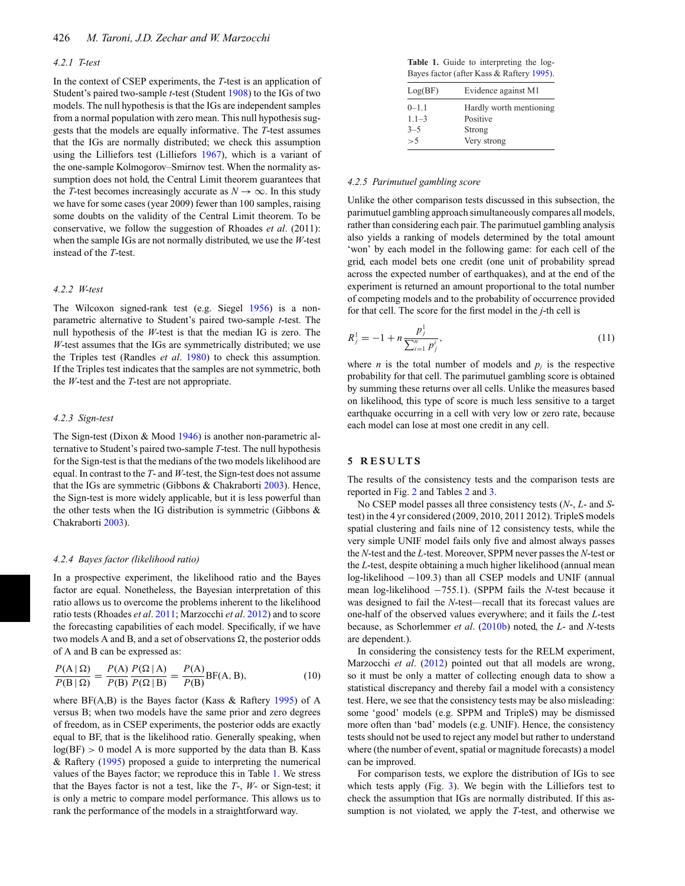#### 4.2.1 T-test

In the context of CSEP experiments, the $T$-test is an application of Student's paired two-sample $t$-test (Student 1908) to the IGs of two models. The null hypothesis is that the IGs are independent samples from a normal population with zero mean. This null hypothesis suggests that the models are equally informative. The $T$-test assumes that the IGs are normally distributed; we check this assumption using the Lilliefors test (Lilliefors 1967), which is a variant of the one-sample Kolmogorov–Smirnov test. When the normality assumption does not hold, the Central Limit theorem guarantees that the $T$-test becomes increasingly accurate as $N \to \infty$. In this study we have for some cases (year 2009) fewer than 100 samples, raising some doubts on the validity of the Central Limit theorem. To be conservative, we follow the suggestion of Rhoades *et al*. (2011): when the sample IGs are not normally distributed, we use the $W$-test instead of the $T$-test.

#### 4.2.2 W-test

The Wilcoxon signed-rank test (e.g. Siegel 1956) is a non-parametric alternative to Student's paired two-sample $t$-test. The null hypothesis of the $W$-test is that the median IG is zero. The $W$-test assumes that the IGs are symmetrically distributed; we use the Triples test (Randles *et al*. 1980) to check this assumption. If the Triples test indicates that the samples are not symmetric, both the $W$-test and the $T$-test are not appropriate.

#### 4.2.3 Sign-test

The Sign-test (Dixon & Mood 1946) is another non-parametric alternative to Student's paired two-sample $T$-test. The null hypothesis for the Sign-test is that the medians of the two models likelihood are equal. In contrast to the $T$- and $W$-test, the Sign-test does not assume that the IGs are symmetric (Gibbons & Chakraborti 2003). Hence, the Sign-test is more widely applicable, but it is less powerful than the other tests when the IG distribution is symmetric (Gibbons & Chakraborti 2003).

#### 4.2.4 Bayes factor (likelihood ratio)

In a prospective experiment, the likelihood ratio and the Bayes factor are equal. Nonetheless, the Bayesian interpretation of this ratio allows us to overcome the problems inherent to the likelihood ratio tests (Rhoades *et al*. 2011; Marzocchi *et al*. 2012) and to score the forecasting capabilities of each model. Specifically, if we have two models A and B, and a set of observations Ω, the posterior odds of A and B can be expressed as:

$$\frac{P(\mathrm{A}\mid\Omega)}{P(\mathrm{B}\mid\Omega)} = \frac{P(\mathrm{A})}{P(\mathrm{B})}\frac{P(\Omega\mid\mathrm{A})}{P(\Omega\mid\mathrm{B})} = \frac{P(\mathrm{A})}{P(\mathrm{B})}\mathrm{BF}(\mathrm{A},\mathrm{B}), \tag{10}$$

where BF(A,B) is the Bayes factor (Kass & Raftery 1995) of A versus B; when two models have the same prior and zero degrees of freedom, as in CSEP experiments, the posterior odds are exactly equal to BF, that is the likelihood ratio. Generally speaking, when $\log(\mathrm{BF}) > 0$ model A is more supported by the data than B. Kass & Raftery (1995) proposed a guide to interpreting the numerical values of the Bayes factor; we reproduce this in Table 1. We stress that the Bayes factor is not a test, like the $T$-, $W$- or Sign-test; it is only a metric to compare model performance. This allows us to rank the performance of the models in a straightforward way.

**Table 1.** Guide to interpreting the log-Bayes factor (after Kass & Raftery 1995).

| Log(BF) | Evidence against M1 |
|---|---|
| 0–1.1 | Hardly worth mentioning |
| 1.1–3 | Positive |
| 3–5 | Strong |
| >5 | Very strong |

#### 4.2.5 Parimutuel gambling score

Unlike the other comparison tests discussed in this subsection, the parimutuel gambling approach simultaneously compares all models, rather than considering each pair. The parimutuel gambling analysis also yields a ranking of models determined by the total amount 'won' by each model in the following game: for each cell of the grid, each model bets one credit (one unit of probability spread across the expected number of earthquakes), and at the end of the experiment is returned an amount proportional to the total number of competing models and to the probability of occurrence provided for that cell. The score for the first model in the $j$-th cell is

$$R_j^1 = -1 + n\frac{p_j^1}{\sum_{i=1}^{n} p_j^i}, \tag{11}$$

where $n$ is the total number of models and $p_j$ is the respective probability for that cell. The parimutuel gambling score is obtained by summing these returns over all cells. Unlike the measures based on likelihood, this type of score is much less sensitive to a target earthquake occurring in a cell with very low or zero rate, because each model can lose at most one credit in any cell.

## 5 RESULTS

The results of the consistency tests and the comparison tests are reported in Fig. 2 and Tables 2 and 3.

No CSEP model passes all three consistency tests ($N$-, $L$- and $S$-test) in the 4 yr considered (2009, 2010, 2011 2012). TripleS models spatial clustering and fails nine of 12 consistency tests, while the very simple UNIF model fails only five and almost always passes the $N$-test and the $L$-test. Moreover, SPPM never passes the $N$-test or the $L$-test, despite obtaining a much higher likelihood (annual mean log-likelihood −109.3) than all CSEP models and UNIF (annual mean log-likelihood −755.1). (SPPM fails the $N$-test because it was designed to fail the $N$-test—recall that its forecast values are one-half of the observed values everywhere; and it fails the $L$-test because, as Schorlemmer *et al*. (2010b) noted, the $L$- and $N$-tests are dependent.).

In considering the consistency tests for the RELM experiment, Marzocchi *et al*. (2012) pointed out that all models are wrong, so it must be only a matter of collecting enough data to show a statistical discrepancy and thereby fail a model with a consistency test. Here, we see that the consistency tests may be also misleading: some 'good' models (e.g. SPPM and TripleS) may be dismissed more often than 'bad' models (e.g. UNIF). Hence, the consistency tests should not be used to reject any model but rather to understand where (the number of event, spatial or magnitude forecasts) a model can be improved.

For comparison tests, we explore the distribution of IGs to see which tests apply (Fig. 3). We begin with the Lilliefors test to check the assumption that IGs are normally distributed. If this assumption is not violated, we apply the $T$-test, and otherwise we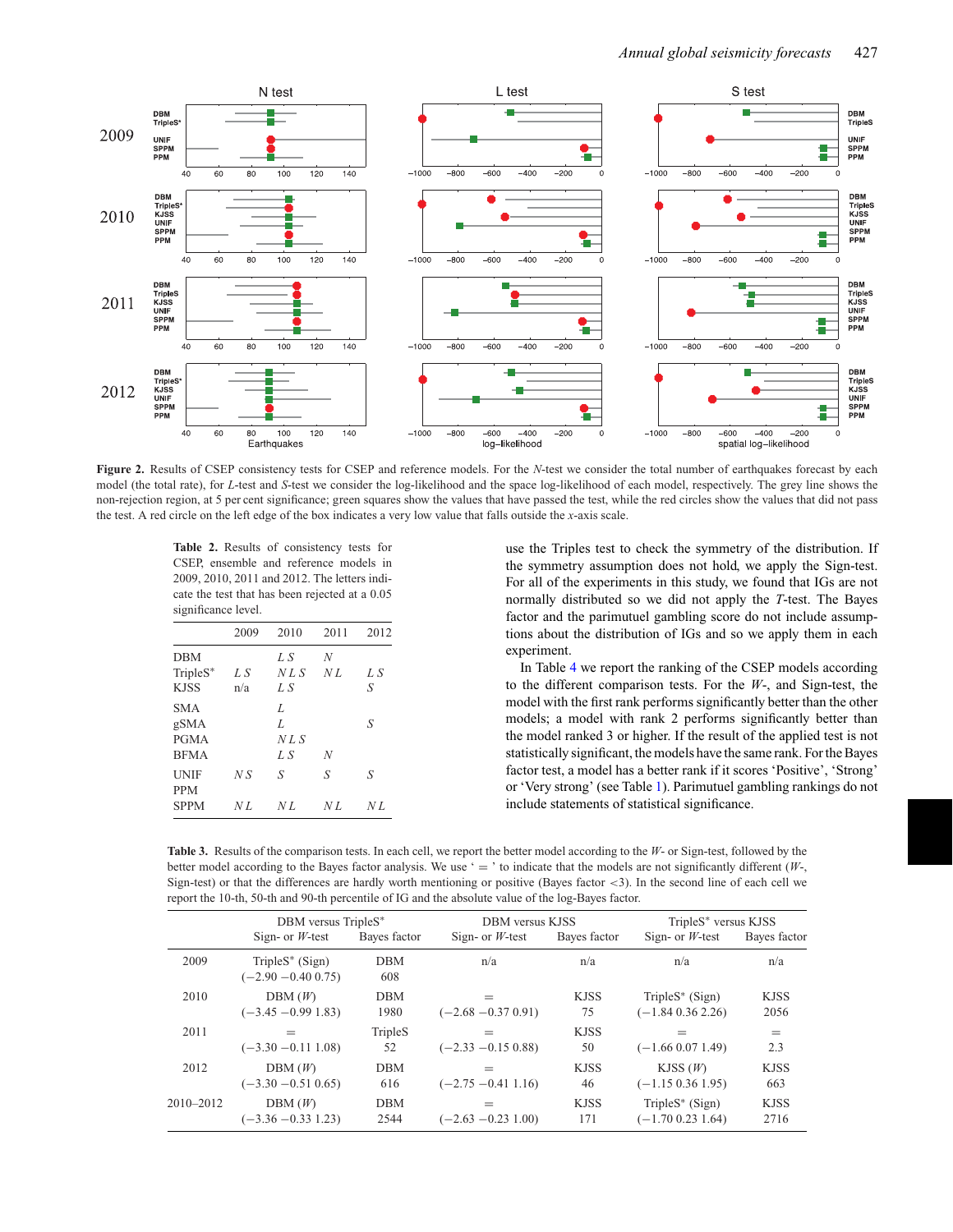**Figure 2.** Results of CSEP consistency tests for CSEP and reference models. For the *N*-test we consider the total number of earthquakes forecast by each model (the total rate), for *L*-test and *S*-test we consider the log-likelihood and the space log-likelihood of each model, respectively. The grey line shows the non-rejection region, at 5 per cent significance; green squares show the values that have passed the test, while the red circles show the values that did not pass the test. A red circle on the left edge of the box indicates a very low value that falls outside the *x*-axis scale.

**Table 2.** Results of consistency tests for CSEP, ensemble and reference models in 2009, 2010, 2011 and 2012. The letters indicate the test that has been rejected at a 0.05 significance level.

| | 2009 | 2010 | 2011 | 2012 |
|---|---|---|---|---|
| DBM | | *L S* | *N* | |
| TripleS* | *L S* | *N L S* | *N L* | *L S* |
| KJSS | n/a | *L S* | | *S* |
| SMA | | *L* | | |
| gSMA | | *L* | | *S* |
| PGMA | | *N L S* | | |
| BFMA | | *L S* | *N* | |
| UNIF | *N S* | *S* | *S* | *S* |
| PPM | | | | |
| SPPM | *N L* | *N L* | *N L* | *N L* |

use the Triples test to check the symmetry of the distribution. If the symmetry assumption does not hold, we apply the Sign-test. For all of the experiments in this study, we found that IGs are not normally distributed so we did not apply the *T*-test. The Bayes factor and the parimutuel gambling score do not include assumptions about the distribution of IGs and so we apply them in each experiment.

In Table 4 we report the ranking of the CSEP models according to the different comparison tests. For the *W*-, and Sign-test, the model with the first rank performs significantly better than the other models; a model with rank 2 performs significantly better than the model ranked 3 or higher. If the result of the applied test is not statistically significant, the models have the same rank. For the Bayes factor test, a model has a better rank if it scores 'Positive', 'Strong' or 'Very strong' (see Table 1). Parimutuel gambling rankings do not include statements of statistical significance.

**Table 3.** Results of the comparison tests. In each cell, we report the better model according to the *W*- or Sign-test, followed by the better model according to the Bayes factor analysis. We use '=' to indicate that the models are not significantly different (*W*-, Sign-test) or that the differences are hardly worth mentioning or positive (Bayes factor <3). In the second line of each cell we report the 10-th, 50-th and 90-th percentile of IG and the absolute value of the log-Bayes factor.

| | DBM versus TripleS* | | DBM versus KJSS | | TripleS* versus KJSS | |
|---|---|---|---|---|---|---|
| | Sign- or *W*-test | Bayes factor | Sign- or *W*-test | Bayes factor | Sign- or *W*-test | Bayes factor |
| 2009 | TripleS* (Sign) (−2.90 −0.40 0.75) | DBM 608 | n/a | n/a | n/a | n/a |
| 2010 | DBM (*W*) (−3.45 −0.99 1.83) | DBM 1980 | = (−2.68 −0.37 0.91) | KJSS 75 | TripleS* (Sign) (−1.84 0.36 2.26) | KJSS 2056 |
| 2011 | = (−3.30 −0.11 1.08) | TripleS 52 | = (−2.33 −0.15 0.88) | KJSS 50 | = (−1.66 0.07 1.49) | = 2.3 |
| 2012 | DBM (*W*) (−3.30 −0.51 0.65) | DBM 616 | = (−2.75 −0.41 1.16) | KJSS 46 | KJSS (*W*) (−1.15 0.36 1.95) | KJSS 663 |
| 2010–2012 | DBM (*W*) (−3.36 −0.33 1.23) | DBM 2544 | = (−2.63 −0.23 1.00) | KJSS 171 | TripleS* (Sign) (−1.70 0.23 1.64) | KJSS 2716 |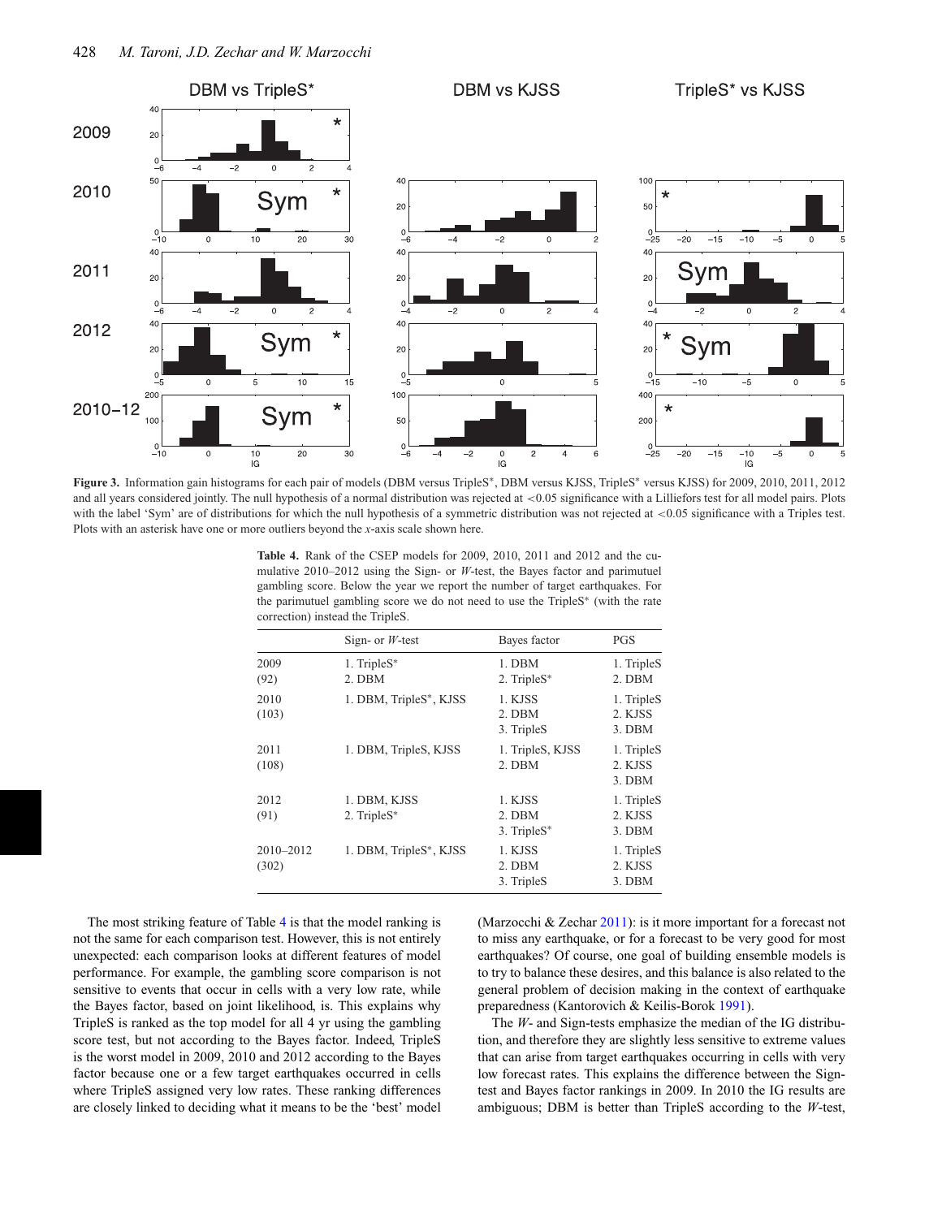**Figure 3.** Information gain histograms for each pair of models (DBM versus TripleS*, DBM versus KJSS, TripleS* versus KJSS) for 2009, 2010, 2011, 2012 and all years considered jointly. The null hypothesis of a normal distribution was rejected at <0.05 significance with a Lilliefors test for all model pairs. Plots with the label 'Sym' are of distributions for which the null hypothesis of a symmetric distribution was not rejected at <0.05 significance with a Triples test. Plots with an asterisk have one or more outliers beyond the *x*-axis scale shown here.

**Table 4.** Rank of the CSEP models for 2009, 2010, 2011 and 2012 and the cumulative 2010–2012 using the Sign- or *W*-test, the Bayes factor and parimutuel gambling score. Below the year we report the number of target earthquakes. For the parimutuel gambling score we do not need to use the TripleS* (with the rate correction) instead the TripleS.

| | Sign- or *W*-test | Bayes factor | PGS |
|---|---|---|---|
| 2009 (92) | 1. TripleS*<br>2. DBM | 1. DBM<br>2. TripleS* | 1. TripleS<br>2. DBM |
| 2010 (103) | 1. DBM, TripleS*, KJSS | 1. KJSS<br>2. DBM<br>3. TripleS | 1. TripleS<br>2. KJSS<br>3. DBM |
| 2011 (108) | 1. DBM, TripleS, KJSS | 1. TripleS, KJSS<br>2. DBM | 1. TripleS<br>2. KJSS<br>3. DBM |
| 2012 (91) | 1. DBM, KJSS<br>2. TripleS* | 1. KJSS<br>2. DBM<br>3. TripleS* | 1. TripleS<br>2. KJSS<br>3. DBM |
| 2010–2012 (302) | 1. DBM, TripleS*, KJSS | 1. KJSS<br>2. DBM<br>3. TripleS | 1. TripleS<br>2. KJSS<br>3. DBM |

The most striking feature of Table 4 is that the model ranking is not the same for each comparison test. However, this is not entirely unexpected: each comparison looks at different features of model performance. For example, the gambling score comparison is not sensitive to events that occur in cells with a very low rate, while the Bayes factor, based on joint likelihood, is. This explains why TripleS is ranked as the top model for all 4 yr using the gambling score test, but not according to the Bayes factor. Indeed, TripleS is the worst model in 2009, 2010 and 2012 according to the Bayes factor because one or a few target earthquakes occurred in cells where TripleS assigned very low rates. These ranking differences are closely linked to deciding what it means to be the 'best' model (Marzocchi & Zechar 2011): is it more important for a forecast not to miss any earthquake, or for a forecast to be very good for most earthquakes? Of course, one goal of building ensemble models is to try to balance these desires, and this balance is also related to the general problem of decision making in the context of earthquake preparedness (Kantorovich & Keilis-Borok 1991).

The *W*- and Sign-tests emphasize the median of the IG distribution, and therefore they are slightly less sensitive to extreme values that can arise from target earthquakes occurring in cells with very low forecast rates. This explains the difference between the Sign-test and Bayes factor rankings in 2009. In 2010 the IG results are ambiguous; DBM is better than TripleS according to the *W*-test,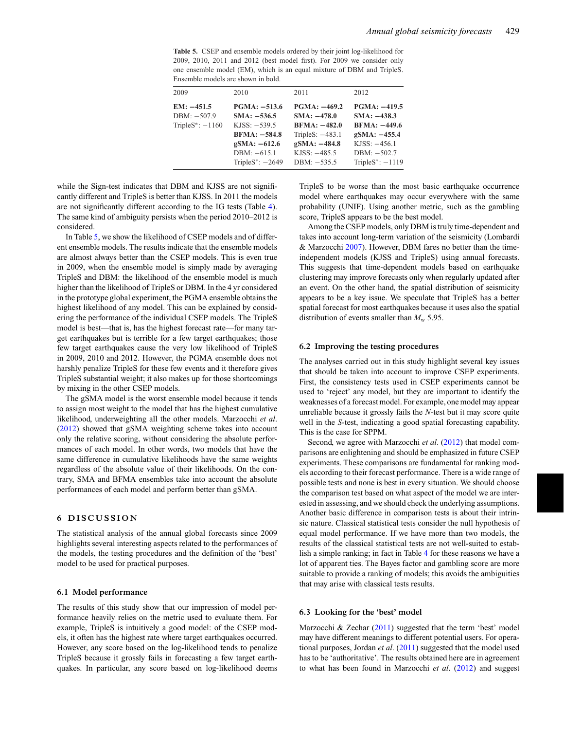**Table 5.** CSEP and ensemble models ordered by their joint log-likelihood for 2009, 2010, 2011 and 2012 (best model first). For 2009 we consider only one ensemble model (EM), which is an equal mixture of DBM and TripleS. Ensemble models are shown in bold.

| 2009 | 2010 | 2011 | 2012 |
|---|---|---|---|
| **EM: −451.5** | **PGMA: −513.6** | **PGMA: −469.2** | **PGMA: −419.5** |
| DBM: −507.9 | **SMA: −536.5** | **SMA: −478.0** | **SMA: −438.3** |
| TripleS*: −1160 | KJSS: −539.5 | **BFMA: −482.0** | **BFMA: −449.6** |
| | **BFMA: −584.8** | TripleS: −483.1 | **gSMA: −455.4** |
| | **gSMA: −612.6** | **gSMA: −484.8** | KJSS: −456.1 |
| | DBM: −615.1 | KJSS: −485.5 | DBM: −502.7 |
| | TripleS*: −2649 | DBM: −535.5 | TripleS*: −1119 |

while the Sign-test indicates that DBM and KJSS are not significantly different and TripleS is better than KJSS. In 2011 the models are not significantly different according to the IG tests (Table 4). The same kind of ambiguity persists when the period 2010–2012 is considered.

In Table 5, we show the likelihood of CSEP models and of different ensemble models. The results indicate that the ensemble models are almost always better than the CSEP models. This is even true in 2009, when the ensemble model is simply made by averaging TripleS and DBM: the likelihood of the ensemble model is much higher than the likelihood of TripleS or DBM. In the 4 yr considered in the prototype global experiment, the PGMA ensemble obtains the highest likelihood of any model. This can be explained by considering the performance of the individual CSEP models. The TripleS model is best—that is, has the highest forecast rate—for many target earthquakes but is terrible for a few target earthquakes; those few target earthquakes cause the very low likelihood of TripleS in 2009, 2010 and 2012. However, the PGMA ensemble does not harshly penalize TripleS for these few events and it therefore gives TripleS substantial weight; it also makes up for those shortcomings by mixing in the other CSEP models.

The gSMA model is the worst ensemble model because it tends to assign most weight to the model that has the highest cumulative likelihood, underweighting all the other models. Marzocchi *et al*. (2012) showed that gSMA weighting scheme takes into account only the relative scoring, without considering the absolute performances of each model. In other words, two models that have the same difference in cumulative likelihoods have the same weights regardless of the absolute value of their likelihoods. On the contrary, SMA and BFMA ensembles take into account the absolute performances of each model and perform better than gSMA.

## 6 DISCUSSION

The statistical analysis of the annual global forecasts since 2009 highlights several interesting aspects related to the performances of the models, the testing procedures and the definition of the 'best' model to be used for practical purposes.

### 6.1 Model performance

The results of this study show that our impression of model performance heavily relies on the metric used to evaluate them. For example, TripleS is intuitively a good model: of the CSEP models, it often has the highest rate where target earthquakes occurred. However, any score based on the log-likelihood tends to penalize TripleS because it grossly fails in forecasting a few target earthquakes. In particular, any score based on log-likelihood deems TripleS to be worse than the most basic earthquake occurrence model where earthquakes may occur everywhere with the same probability (UNIF). Using another metric, such as the gambling score, TripleS appears to be the best model.

Among the CSEP models, only DBM is truly time-dependent and takes into account long-term variation of the seismicity (Lombardi & Marzocchi 2007). However, DBM fares no better than the time-independent models (KJSS and TripleS) using annual forecasts. This suggests that time-dependent models based on earthquake clustering may improve forecasts only when regularly updated after an event. On the other hand, the spatial distribution of seismicity appears to be a key issue. We speculate that TripleS has a better spatial forecast for most earthquakes because it uses also the spatial distribution of events smaller than $M_w$ 5.95.

### 6.2 Improving the testing procedures

The analyses carried out in this study highlight several key issues that should be taken into account to improve CSEP experiments. First, the consistency tests used in CSEP experiments cannot be used to 'reject' any model, but they are important to identify the weaknesses of a forecast model. For example, one model may appear unreliable because it grossly fails the *N*-test but it may score quite well in the *S*-test, indicating a good spatial forecasting capability. This is the case for SPPM.

Second, we agree with Marzocchi *et al*. (2012) that model comparisons are enlightening and should be emphasized in future CSEP experiments. These comparisons are fundamental for ranking models according to their forecast performance. There is a wide range of possible tests and none is best in every situation. We should choose the comparison test based on what aspect of the model we are interested in assessing, and we should check the underlying assumptions. Another basic difference in comparison tests is about their intrinsic nature. Classical statistical tests consider the null hypothesis of equal model performance. If we have more than two models, the results of the classical statistical tests are not well-suited to establish a simple ranking; in fact in Table 4 for these reasons we have a lot of apparent ties. The Bayes factor and gambling score are more suitable to provide a ranking of models; this avoids the ambiguities that may arise with classical tests results.

### 6.3 Looking for the 'best' model

Marzocchi & Zechar (2011) suggested that the term 'best' model may have different meanings to different potential users. For operational purposes, Jordan *et al*. (2011) suggested that the model used has to be 'authoritative'. The results obtained here are in agreement to what has been found in Marzocchi *et al*. (2012) and suggest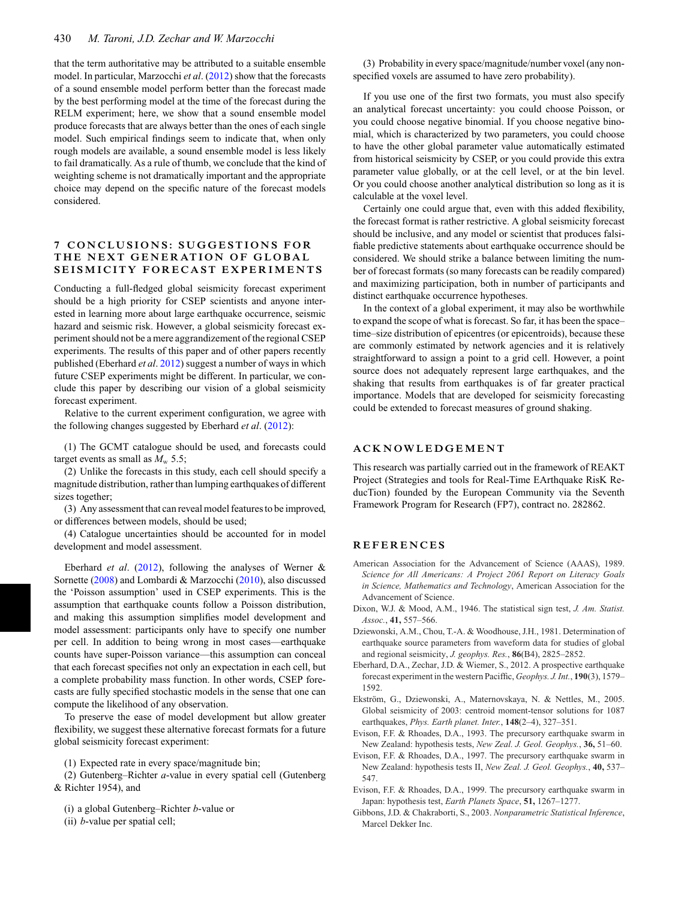that the term authoritative may be attributed to a suitable ensemble model. In particular, Marzocchi *et al*. (2012) show that the forecasts of a sound ensemble model perform better than the forecast made by the best performing model at the time of the forecast during the RELM experiment; here, we show that a sound ensemble model produce forecasts that are always better than the ones of each single model. Such empirical findings seem to indicate that, when only rough models are available, a sound ensemble model is less likely to fail dramatically. As a rule of thumb, we conclude that the kind of weighting scheme is not dramatically important and the appropriate choice may depend on the specific nature of the forecast models considered.

## 7 CONCLUSIONS: SUGGESTIONS FOR THE NEXT GENERATION OF GLOBAL SEISMICITY FORECAST EXPERIMENTS

Conducting a full-fledged global seismicity forecast experiment should be a high priority for CSEP scientists and anyone interested in learning more about large earthquake occurrence, seismic hazard and seismic risk. However, a global seismicity forecast experiment should not be a mere aggrandizement of the regional CSEP experiments. The results of this paper and of other papers recently published (Eberhard *et al*. 2012) suggest a number of ways in which future CSEP experiments might be different. In particular, we conclude this paper by describing our vision of a global seismicity forecast experiment.

Relative to the current experiment configuration, we agree with the following changes suggested by Eberhard *et al*. (2012):

(1) The GCMT catalogue should be used, and forecasts could target events as small as $M_w$ 5.5;

(2) Unlike the forecasts in this study, each cell should specify a magnitude distribution, rather than lumping earthquakes of different sizes together;

(3) Any assessment that can reveal model features to be improved, or differences between models, should be used;

(4) Catalogue uncertainties should be accounted for in model development and model assessment.

Eberhard *et al*. (2012), following the analyses of Werner & Sornette (2008) and Lombardi & Marzocchi (2010), also discussed the 'Poisson assumption' used in CSEP experiments. This is the assumption that earthquake counts follow a Poisson distribution, and making this assumption simplifies model development and model assessment: participants only have to specify one number per cell. In addition to being wrong in most cases—earthquake counts have super-Poisson variance—this assumption can conceal that each forecast specifies not only an expectation in each cell, but a complete probability mass function. In other words, CSEP forecasts are fully specified stochastic models in the sense that one can compute the likelihood of any observation.

To preserve the ease of model development but allow greater flexibility, we suggest these alternative forecast formats for a future global seismicity forecast experiment:

(1) Expected rate in every space/magnitude bin;

(2) Gutenberg–Richter *a*-value in every spatial cell (Gutenberg & Richter 1954), and

(i) a global Gutenberg–Richter *b*-value or
(ii) *b*-value per spatial cell;

(3) Probability in every space/magnitude/number voxel (any non-specified voxels are assumed to have zero probability).

If you use one of the first two formats, you must also specify an analytical forecast uncertainty: you could choose Poisson, or you could choose negative binomial. If you choose negative binomial, which is characterized by two parameters, you could choose to have the other global parameter value automatically estimated from historical seismicity by CSEP, or you could provide this extra parameter value globally, or at the cell level, or at the bin level. Or you could choose another analytical distribution so long as it is calculable at the voxel level.

Certainly one could argue that, even with this added flexibility, the forecast format is rather restrictive. A global seismicity forecast should be inclusive, and any model or scientist that produces falsifiable predictive statements about earthquake occurrence should be considered. We should strike a balance between limiting the number of forecast formats (so many forecasts can be readily compared) and maximizing participation, both in number of participants and distinct earthquake occurrence hypotheses.

In the context of a global experiment, it may also be worthwhile to expand the scope of what is forecast. So far, it has been the space–time–size distribution of epicentres (or epicentroids), because these are commonly estimated by network agencies and it is relatively straightforward to assign a point to a grid cell. However, a point source does not adequately represent large earthquakes, and the shaking that results from earthquakes is of far greater practical importance. Models that are developed for seismicity forecasting could be extended to forecast measures of ground shaking.

## ACKNOWLEDGEMENT

This research was partially carried out in the framework of REAKT Project (Strategies and tools for Real-Time EArthquake RisK ReducTion) founded by the European Community via the Seventh Framework Program for Research (FP7), contract no. 282862.

## REFERENCES

American Association for the Advancement of Science (AAAS), 1989. *Science for All Americans: A Project 2061 Report on Literacy Goals in Science, Mathematics and Technology*, American Association for the Advancement of Science.

Dixon, W.J. & Mood, A.M., 1946. The statistical sign test, *J. Am. Statist. Assoc.*, **41,** 557–566.

Dziewonski, A.M., Chou, T.-A. & Woodhouse, J.H., 1981. Determination of earthquake source parameters from waveform data for studies of global and regional seismicity, *J. geophys. Res.*, **86**(B4), 2825–2852.

Eberhard, D.A., Zechar, J.D. & Wiemer, S., 2012. A prospective earthquake forecast experiment in the western Paciffic, *Geophys. J. Int.*, **190**(3), 1579–1592.

Ekström, G., Dziewonski, A., Maternovskaya, N. & Nettles, M., 2005. Global seismicity of 2003: centroid moment-tensor solutions for 1087 earthquakes, *Phys. Earth planet. Inter.*, **148**(2–4), 327–351.

Evison, F.F. & Rhoades, D.A., 1993. The precursory earthquake swarm in New Zealand: hypothesis tests, *New Zeal. J. Geol. Geophys.*, **36,** 51–60.

Evison, F.F. & Rhoades, D.A., 1997. The precursory earthquake swarm in New Zealand: hypothesis tests II, *New Zeal. J. Geol. Geophys.*, **40,** 537–547.

Evison, F.F. & Rhoades, D.A., 1999. The precursory earthquake swarm in Japan: hypothesis test, *Earth Planets Space*, **51,** 1267–1277.

Gibbons, J.D. & Chakraborti, S., 2003. *Nonparametric Statistical Inference*, Marcel Dekker Inc.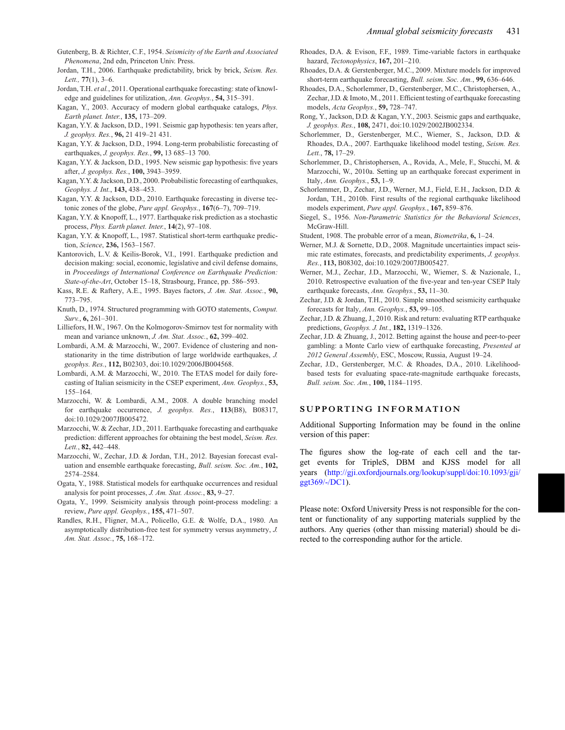Gutenberg, B. & Richter, C.F., 1954. *Seismicity of the Earth and Associated Phenomena*, 2nd edn, Princeton Univ. Press.

Jordan, T.H., 2006. Earthquake predictability, brick by brick, *Seism. Res. Lett.,* **77**(1), 3–6.

Jordan, T.H. *et al.*, 2011. Operational earthquake forecasting: state of knowledge and guidelines for utilization, *Ann. Geophys.*, **54,** 315–391.

Kagan, Y., 2003. Accuracy of modern global earthquake catalogs, *Phys. Earth planet. Inter.*, **135,** 173–209.

Kagan, Y.Y. & Jackson, D.D., 1991. Seismic gap hypothesis: ten years after, *J. geophys. Res.*, **96,** 21 419–21 431.

Kagan, Y.Y. & Jackson, D.D., 1994. Long-term probabilistic forecasting of earthquakes, *J. geophys. Res.*, **99,** 13 685–13 700.

Kagan, Y.Y. & Jackson, D.D., 1995. New seismic gap hypothesis: five years after, *J. geophys. Res.*, **100,** 3943–3959.

Kagan, Y.Y. & Jackson, D.D., 2000. Probabilistic forecasting of earthquakes, *Geophys. J. Int.*, **143,** 438–453.

Kagan, Y.Y. & Jackson, D.D., 2010. Earthquake forecasting in diverse tectonic zones of the globe, *Pure appl. Geophys.*, **167**(6–7), 709–719.

Kagan, Y.Y. & Knopoff, L., 1977. Earthquake risk prediction as a stochastic process, *Phys. Earth planet. Inter.*, **14**(2), 97–108.

Kagan, Y.Y. & Knopoff, L., 1987. Statistical short-term earthquake prediction, *Science*, **236,** 1563–1567.

Kantorovich, L.V. & Keilis-Borok, V.I., 1991. Earthquake prediction and decision making: social, economic, legislative and civil defense domains, in *Proceedings of International Conference on Earthquake Prediction: State-of-the-Art*, October 15–18, Strasbourg, France, pp. 586–593.

Kass, R.E. & Raftery, A.E., 1995. Bayes factors, *J. Am. Stat. Assoc.*, **90,** 773–795.

Knuth, D., 1974. Structured programming with GOTO statements, *Comput. Surv.*, **6,** 261–301.

Lilliefors, H.W., 1967. On the Kolmogorov-Smirnov test for normality with mean and variance unknown, *J. Am. Stat. Assoc.*, **62,** 399–402.

Lombardi, A.M. & Marzocchi, W., 2007. Evidence of clustering and nonstationarity in the time distribution of large worldwide earthquakes, *J. geophys. Res.*, **112,** B02303, doi:10.1029/2006JB004568.

Lombardi, A.M. & Marzocchi, W., 2010. The ETAS model for daily forecasting of Italian seismicity in the CSEP experiment, *Ann. Geophys.*, **53,** 155–164.

Marzocchi, W. & Lombardi, A.M., 2008. A double branching model for earthquake occurrence, *J. geophys. Res.*, **113**(B8), B08317, doi:10.1029/2007JB005472.

Marzocchi, W. & Zechar, J.D., 2011. Earthquake forecasting and earthquake prediction: different approaches for obtaining the best model, *Seism. Res. Lett.*, **82,** 442–448.

Marzocchi, W., Zechar, J.D. & Jordan, T.H., 2012. Bayesian forecast evaluation and ensemble earthquake forecasting, *Bull. seism. Soc. Am.*, **102,** 2574–2584.

Ogata, Y., 1988. Statistical models for earthquake occurrences and residual analysis for point processes, *J. Am. Stat. Assoc.*, **83,** 9–27.

Ogata, Y., 1999. Seismicity analysis through point-process modeling: a review, *Pure appl. Geophys.*, **155,** 471–507.

Randles, R.H., Fligner, M.A., Policello, G.E. & Wolfe, D.A., 1980. An asymptotically distribution-free test for symmetry versus asymmetry, *J. Am. Stat. Assoc.*, **75,** 168–172.

Rhoades, D.A. & Evison, F.F., 1989. Time-variable factors in earthquake hazard, *Tectonophysics*, **167,** 201–210.

Rhoades, D.A. & Gerstenberger, M.C., 2009. Mixture models for improved short-term earthquake forecasting, *Bull. seism. Soc. Am.*, **99,** 636–646.

Rhoades, D.A., Schorlemmer, D., Gerstenberger, M.C., Christophersen, A., Zechar, J.D. & Imoto, M., 2011. Efficient testing of earthquake forecasting models, *Acta Geophys.*, **59,** 728–747.

Rong, Y., Jackson, D.D. & Kagan, Y.Y., 2003. Seismic gaps and earthquake, *J. geophys. Res.*, **108,** 2471, doi:10.1029/2002JB002334.

Schorlemmer, D., Gerstenberger, M.C., Wiemer, S., Jackson, D.D. & Rhoades, D.A., 2007. Earthquake likelihood model testing, *Seism. Res. Lett.*, **78,** 17–29.

Schorlemmer, D., Christophersen, A., Rovida, A., Mele, F., Stucchi, M. & Marzocchi, W., 2010a. Setting up an earthquake forecast experiment in Italy, *Ann. Geophys.*, **53,** 1–9.

Schorlemmer, D., Zechar, J.D., Werner, M.J., Field, E.H., Jackson, D.D. & Jordan, T.H., 2010b. First results of the regional earthquake likelihood models experiment, *Pure appl. Geophys.*, **167,** 859–876.

Siegel, S., 1956. *Non-Parametric Statistics for the Behavioral Sciences*, McGraw-Hill.

Student, 1908. The probable error of a mean, *Biometrika*, **6,** 1–24.

Werner, M.J. & Sornette, D.D., 2008. Magnitude uncertainties impact seismic rate estimates, forecasts, and predictability experiments, *J. geophys. Res.*, **113,** B08302, doi:10.1029/2007JB005427.

Werner, M.J., Zechar, J.D., Marzocchi, W., Wiemer, S. & Nazionale, I., 2010. Retrospective evaluation of the five-year and ten-year CSEP Italy earthquake forecasts, *Ann. Geophys.*, **53,** 11–30.

Zechar, J.D. & Jordan, T.H., 2010. Simple smoothed seismicity earthquake forecasts for Italy, *Ann. Geophys.*, **53,** 99–105.

Zechar, J.D. & Zhuang, J., 2010. Risk and return: evaluating RTP earthquake predictions, *Geophys. J. Int.*, **182,** 1319–1326.

Zechar, J.D. & Zhuang, J., 2012. Betting against the house and peer-to-peer gambling: a Monte Carlo view of earthquake forecasting, *Presented at 2012 General Assembly*, ESC, Moscow, Russia, August 19–24.

Zechar, J.D., Gerstenberger, M.C. & Rhoades, D.A., 2010. Likelihood-based tests for evaluating space-rate-magnitude earthquake forecasts, *Bull. seism. Soc. Am.*, **100,** 1184–1195.

## SUPPORTING INFORMATION

Additional Supporting Information may be found in the online version of this paper:

The figures show the log-rate of each cell and the target events for TripleS, DBM and KJSS model for all years (http://gji.oxfordjournals.org/lookup/suppl/doi:10.1093/gji/ggt369/-/DC1).

Please note: Oxford University Press is not responsible for the content or functionality of any supporting materials supplied by the authors. Any queries (other than missing material) should be directed to the corresponding author for the article.